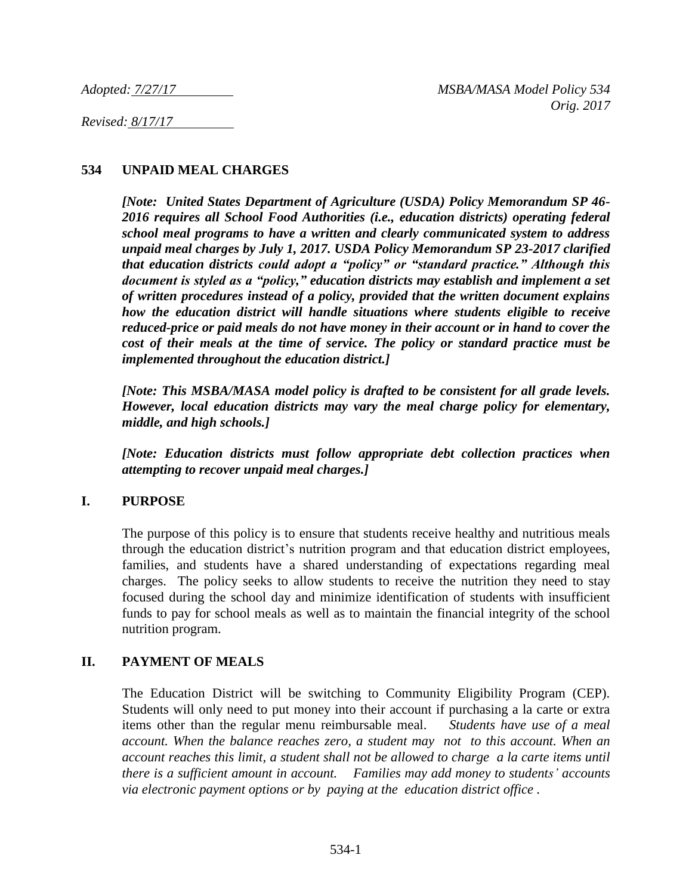*Adopted: 7/27/17* *MSBA/MASA Model Policy 534*
*Orig. 2017*

*Revised: 8/17/17*

## 534 UNPAID MEAL CHARGES

***[Note: United States Department of Agriculture (USDA) Policy Memorandum SP 46-2016 requires all School Food Authorities (i.e., education districts) operating federal school meal programs to have a written and clearly communicated system to address unpaid meal charges by July 1, 2017. USDA Policy Memorandum SP 23-2017 clarified that education districts could adopt a "policy" or "standard practice." Although this document is styled as a "policy," education districts may establish and implement a set of written procedures instead of a policy, provided that the written document explains how the education district will handle situations where students eligible to receive reduced-price or paid meals do not have money in their account or in hand to cover the cost of their meals at the time of service. The policy or standard practice must be implemented throughout the education district.]***

***[Note: This MSBA/MASA model policy is drafted to be consistent for all grade levels. However, local education districts may vary the meal charge policy for elementary, middle, and high schools.]***

***[Note: Education districts must follow appropriate debt collection practices when attempting to recover unpaid meal charges.]***

### I. PURPOSE

The purpose of this policy is to ensure that students receive healthy and nutritious meals through the education district's nutrition program and that education district employees, families, and students have a shared understanding of expectations regarding meal charges. The policy seeks to allow students to receive the nutrition they need to stay focused during the school day and minimize identification of students with insufficient funds to pay for school meals as well as to maintain the financial integrity of the school nutrition program.

### II. PAYMENT OF MEALS

The Education District will be switching to Community Eligibility Program (CEP). Students will only need to put money into their account if purchasing a la carte or extra items other than the regular menu reimbursable meal. *Students have use of a meal account. When the balance reaches zero, a student may not to this account. When an account reaches this limit, a student shall not be allowed to charge a la carte items until there is a sufficient amount in account. Families may add money to students' accounts via electronic payment options or by paying at the education district office .*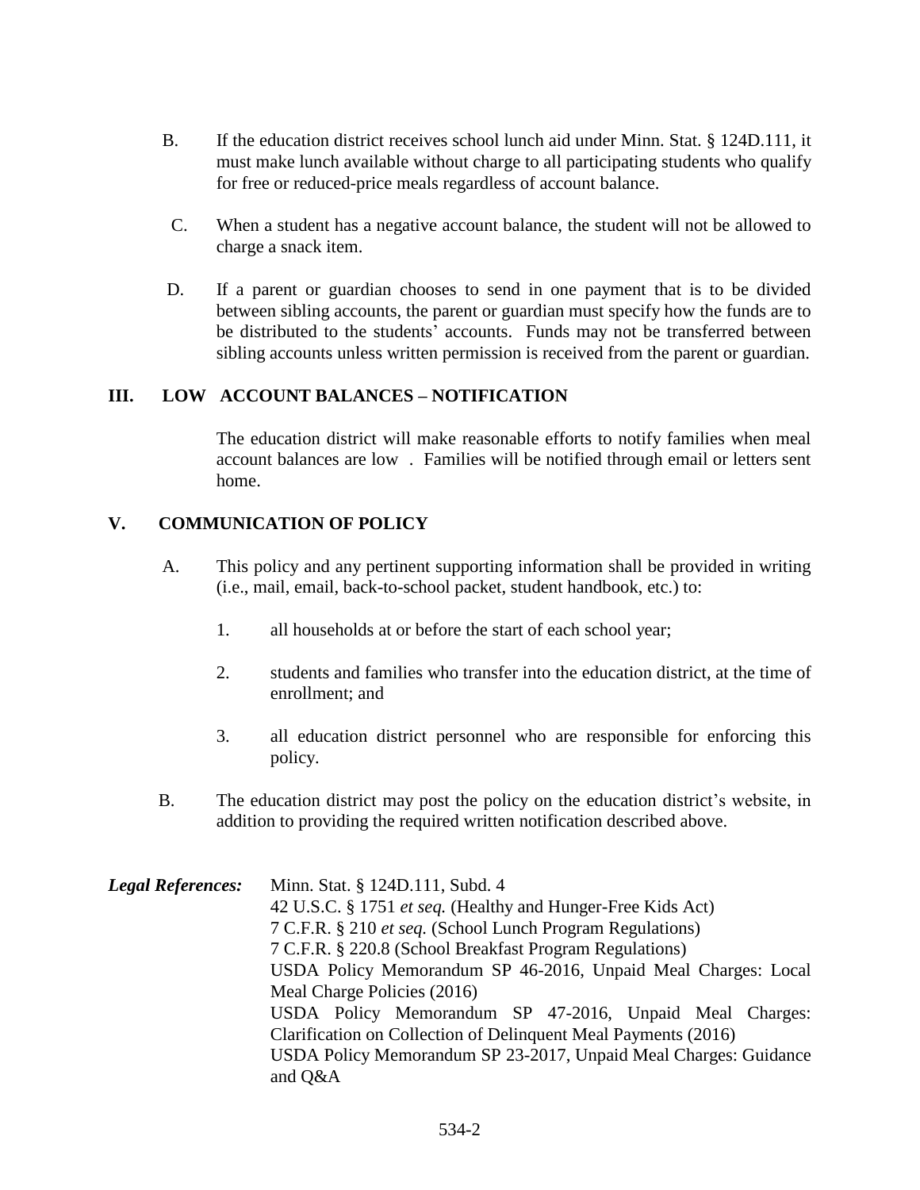B. If the education district receives school lunch aid under Minn. Stat. § 124D.111, it must make lunch available without charge to all participating students who qualify for free or reduced-price meals regardless of account balance.

C. When a student has a negative account balance, the student will not be allowed to charge a snack item.

D. If a parent or guardian chooses to send in one payment that is to be divided between sibling accounts, the parent or guardian must specify how the funds are to be distributed to the students' accounts. Funds may not be transferred between sibling accounts unless written permission is received from the parent or guardian.

## III. LOW ACCOUNT BALANCES – NOTIFICATION

The education district will make reasonable efforts to notify families when meal account balances are low . Families will be notified through email or letters sent home.

## V. COMMUNICATION OF POLICY

A. This policy and any pertinent supporting information shall be provided in writing (i.e., mail, email, back-to-school packet, student handbook, etc.) to:

1. all households at or before the start of each school year;
2. students and families who transfer into the education district, at the time of enrollment; and
3. all education district personnel who are responsible for enforcing this policy.

B. The education district may post the policy on the education district's website, in addition to providing the required written notification described above.

***Legal References:***
Minn. Stat. § 124D.111, Subd. 4
42 U.S.C. § 1751 *et seq.* (Healthy and Hunger-Free Kids Act)
7 C.F.R. § 210 *et seq.* (School Lunch Program Regulations)
7 C.F.R. § 220.8 (School Breakfast Program Regulations)
USDA Policy Memorandum SP 46-2016, Unpaid Meal Charges: Local Meal Charge Policies (2016)
USDA Policy Memorandum SP 47-2016, Unpaid Meal Charges: Clarification on Collection of Delinquent Meal Payments (2016)
USDA Policy Memorandum SP 23-2017, Unpaid Meal Charges: Guidance and Q&A